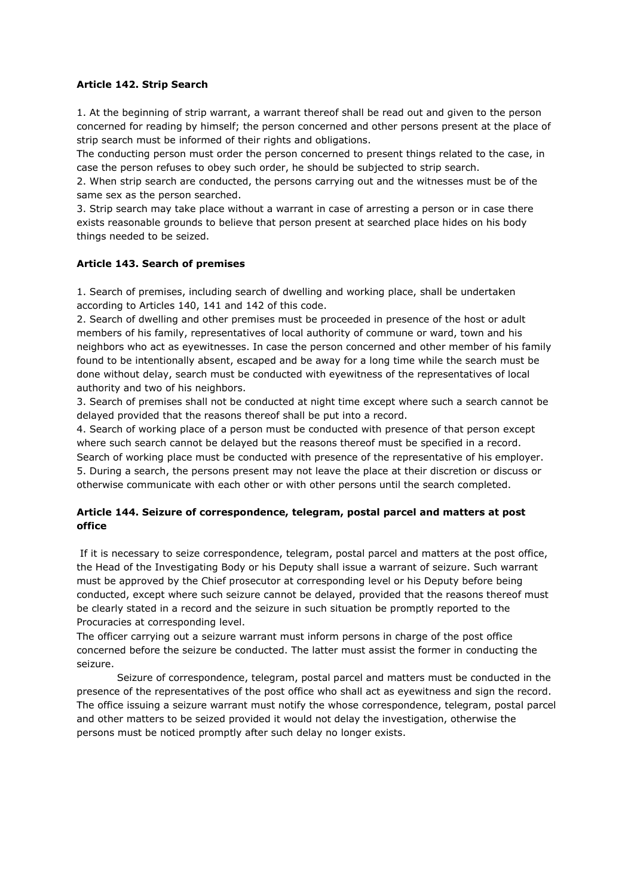**Article 142. Strip Search**

1. At the beginning of strip warrant, a warrant thereof shall be read out and given to the person concerned for reading by himself; the person concerned and other persons present at the place of strip search must be informed of their rights and obligations.
The conducting person must order the person concerned to present things related to the case, in case the person refuses to obey such order, he should be subjected to strip search.
2. When strip search are conducted, the persons carrying out and the witnesses must be of the same sex as the person searched.
3. Strip search may take place without a warrant in case of arresting a person or in case there exists reasonable grounds to believe that person present at searched place hides on his body things needed to be seized.

**Article 143. Search of premises**

1. Search of premises, including search of dwelling and working place, shall be undertaken according to Articles 140, 141 and 142 of this code.
2. Search of dwelling and other premises must be proceeded in presence of the host or adult members of his family, representatives of local authority of commune or ward, town and his neighbors who act as eyewitnesses. In case the person concerned and other member of his family found to be intentionally absent, escaped and be away for a long time while the search must be done without delay, search must be conducted with eyewitness of the representatives of local authority and two of his neighbors.
3. Search of premises shall not be conducted at night time except where such a search cannot be delayed provided that the reasons thereof shall be put into a record.
4. Search of working place of a person must be conducted with presence of that person except where such search cannot be delayed but the reasons thereof must be specified in a record. Search of working place must be conducted with presence of the representative of his employer.
5. During a search, the persons present may not leave the place at their discretion or discuss or otherwise communicate with each other or with other persons until the search completed.

**Article 144. Seizure of correspondence, telegram, postal parcel and matters at post office**

If it is necessary to seize correspondence, telegram, postal parcel and matters at the post office, the Head of the Investigating Body or his Deputy shall issue a warrant of seizure. Such warrant must be approved by the Chief prosecutor at corresponding level or his Deputy before being conducted, except where such seizure cannot be delayed, provided that the reasons thereof must be clearly stated in a record and the seizure in such situation be promptly reported to the Procuracies at corresponding level.
The officer carrying out a seizure warrant must inform persons in charge of the post office concerned before the seizure be conducted. The latter must assist the former in conducting the seizure.

Seizure of correspondence, telegram, postal parcel and matters must be conducted in the presence of the representatives of the post office who shall act as eyewitness and sign the record. The office issuing a seizure warrant must notify the whose correspondence, telegram, postal parcel and other matters to be seized provided it would not delay the investigation, otherwise the persons must be noticed promptly after such delay no longer exists.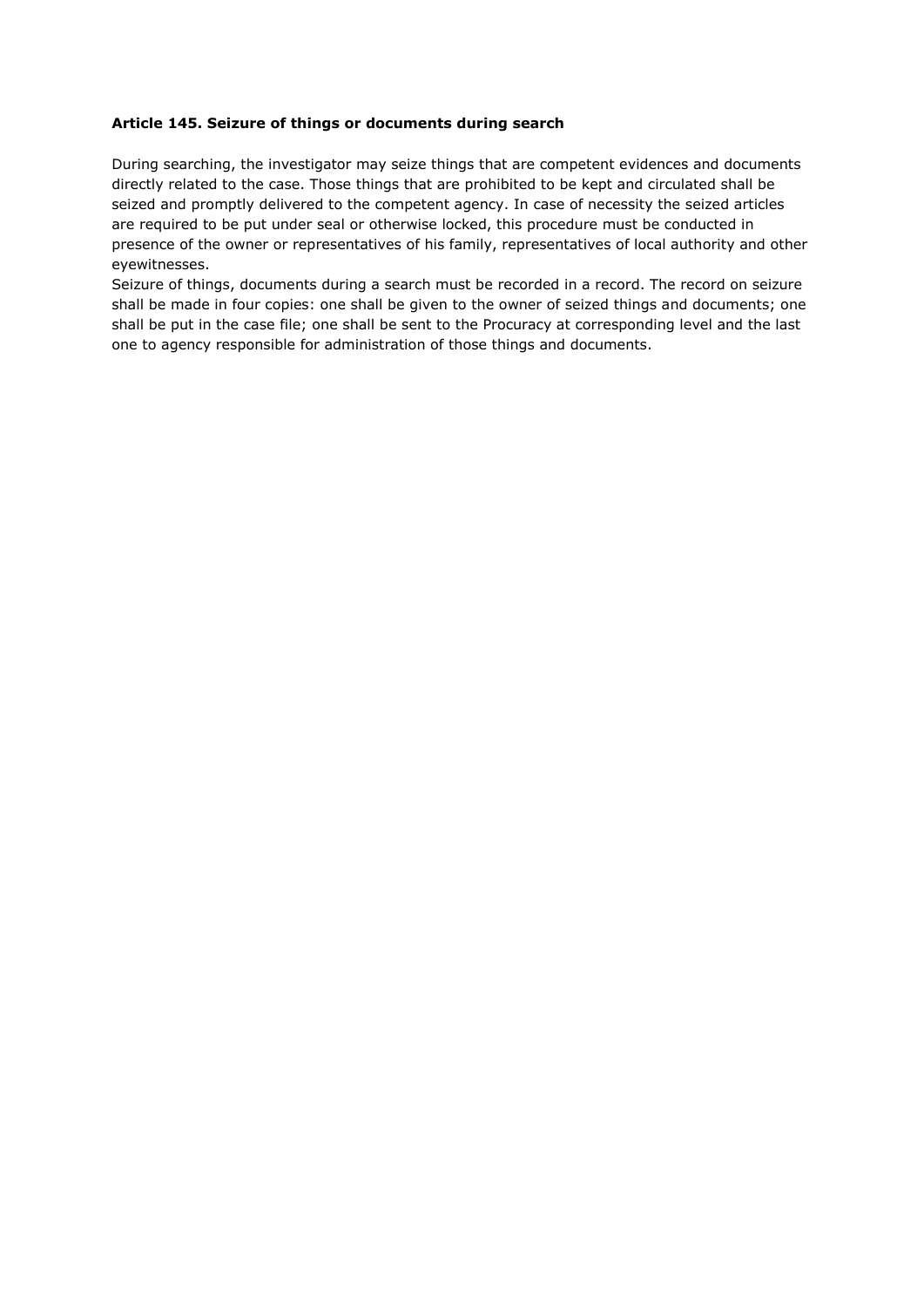**Article 145. Seizure of things or documents during search**

During searching, the investigator may seize things that are competent evidences and documents directly related to the case. Those things that are prohibited to be kept and circulated shall be seized and promptly delivered to the competent agency. In case of necessity the seized articles are required to be put under seal or otherwise locked, this procedure must be conducted in presence of the owner or representatives of his family, representatives of local authority and other eyewitnesses.

Seizure of things, documents during a search must be recorded in a record. The record on seizure shall be made in four copies: one shall be given to the owner of seized things and documents; one shall be put in the case file; one shall be sent to the Procuracy at corresponding level and the last one to agency responsible for administration of those things and documents.